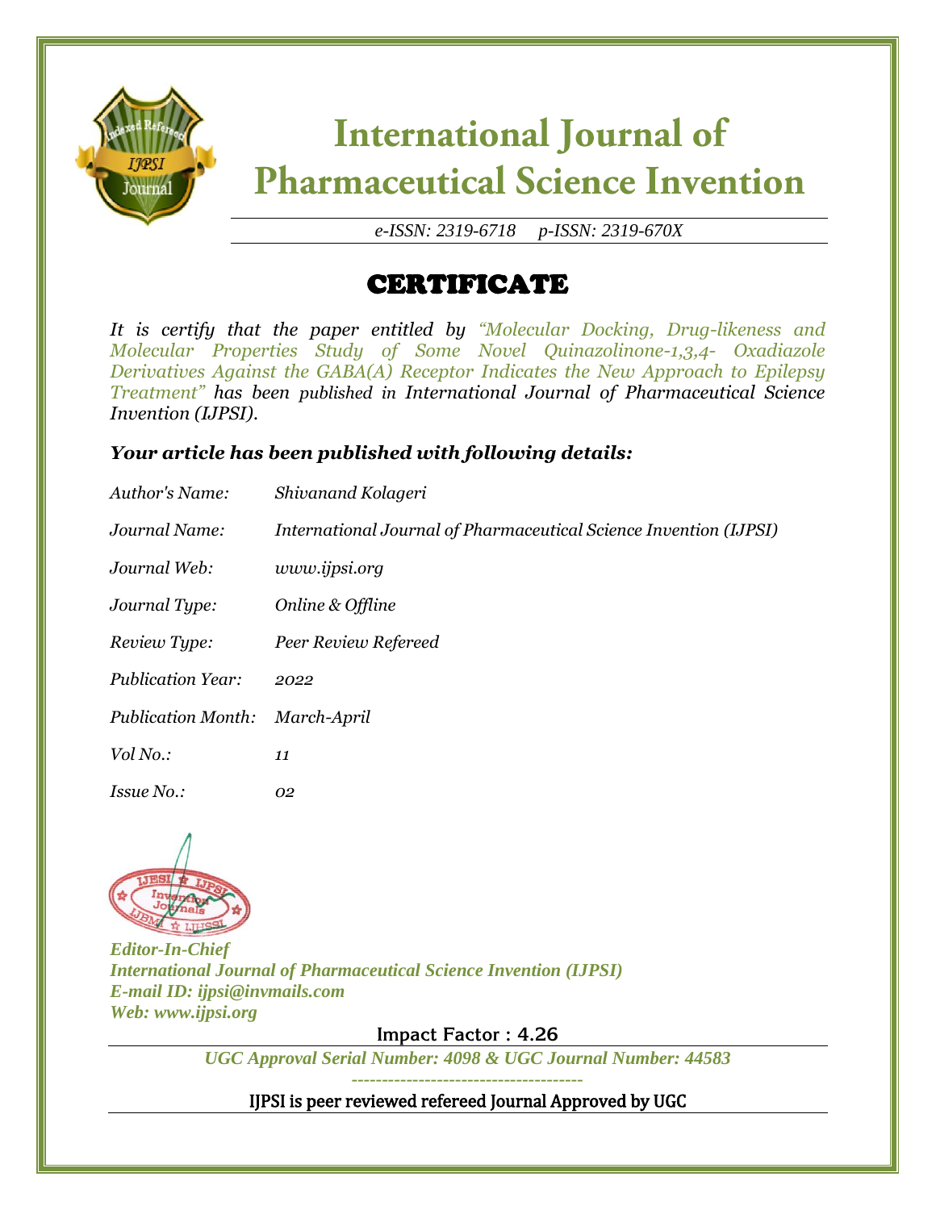# International Journal of Pharmaceutical Science Invention

*e-ISSN: 2319-6718 p-ISSN: 2319-670X*

## CERTIFICATE

*It is certify that the paper entitled by "Molecular Docking, Drug-likeness and Molecular Properties Study of Some Novel Quinazolinone-1,3,4- Oxadiazole Derivatives Against the GABA(A) Receptor Indicates the New Approach to Epilepsy Treatment" has been published in International Journal of Pharmaceutical Science Invention (IJPSI).*

***Your article has been published with following details:***

| | |
|---|---|
| *Author's Name:* | *Shivanand Kolageri* |
| *Journal Name:* | *International Journal of Pharmaceutical Science Invention (IJPSI)* |
| *Journal Web:* | *www.ijpsi.org* |
| *Journal Type:* | *Online & Offline* |
| *Review Type:* | *Peer Review Refereed* |
| *Publication Year:* | *2022* |
| *Publication Month:* | *March-April* |
| *Vol No.:* | *11* |
| *Issue No.:* | *02* |

***Editor-In-Chief***
***International Journal of Pharmaceutical Science Invention (IJPSI)***
***E-mail ID: ijpsi@invmails.com***
***Web: www.ijpsi.org***

Impact Factor : 4.26

*UGC Approval Serial Number: 4098 & UGC Journal Number: 44583*

IJPSI is peer reviewed refereed Journal Approved by UGC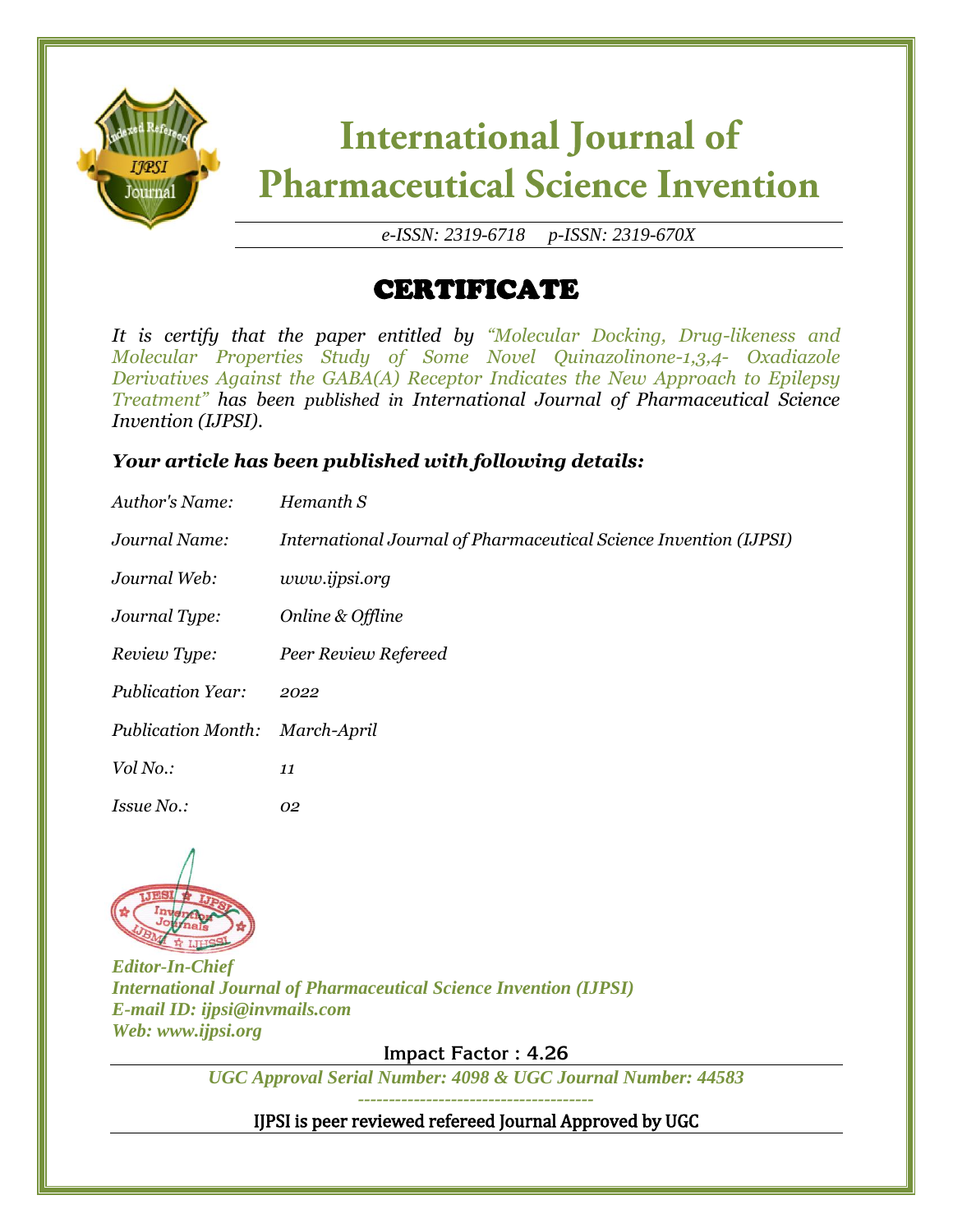# International Journal of Pharmaceutical Science Invention

*e-ISSN: 2319-6718 p-ISSN: 2319-670X*

## CERTIFICATE

*It is certify that the paper entitled by "Molecular Docking, Drug-likeness and Molecular Properties Study of Some Novel Quinazolinone-1,3,4- Oxadiazole Derivatives Against the GABA(A) Receptor Indicates the New Approach to Epilepsy Treatment" has been published in International Journal of Pharmaceutical Science Invention (IJPSI).*

***Your article has been published with following details:***

*Author's Name:* *Hemanth S*

*Journal Name:* *International Journal of Pharmaceutical Science Invention (IJPSI)*

*Journal Web:* *www.ijpsi.org*

*Journal Type:* *Online & Offline*

*Review Type:* *Peer Review Refereed*

*Publication Year:* *2022*

*Publication Month:* *March-April*

*Vol No.:* *11*

*Issue No.:* *02*

***Editor-In-Chief***
***International Journal of Pharmaceutical Science Invention (IJPSI)***
***E-mail ID: ijpsi@invmails.com***
***Web: www.ijpsi.org***

Impact Factor : 4.26

***UGC Approval Serial Number: 4098 & UGC Journal Number: 44583***

IJPSI is peer reviewed refereed Journal Approved by UGC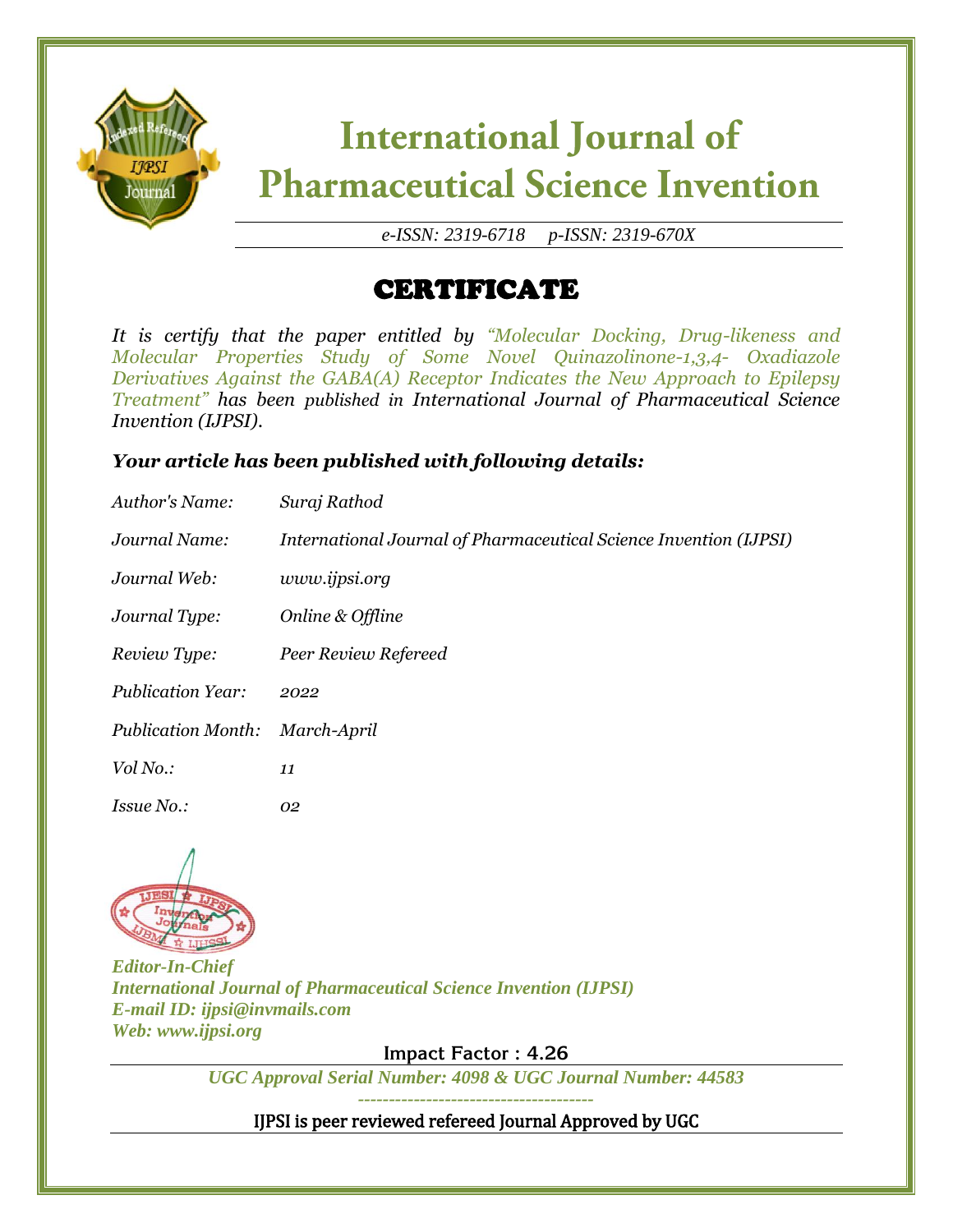# International Journal of Pharmaceutical Science Invention

*e-ISSN: 2319-6718 p-ISSN: 2319-670X*

## CERTIFICATE

*It is certify that the paper entitled by "Molecular Docking, Drug-likeness and Molecular Properties Study of Some Novel Quinazolinone-1,3,4- Oxadiazole Derivatives Against the GABA(A) Receptor Indicates the New Approach to Epilepsy Treatment" has been published in International Journal of Pharmaceutical Science Invention (IJPSI).*

***Your article has been published with following details:***

| | |
|---|---|
| *Author's Name:* | *Suraj Rathod* |
| *Journal Name:* | *International Journal of Pharmaceutical Science Invention (IJPSI)* |
| *Journal Web:* | *www.ijpsi.org* |
| *Journal Type:* | *Online & Offline* |
| *Review Type:* | *Peer Review Refereed* |
| *Publication Year:* | *2022* |
| *Publication Month:* | *March-April* |
| *Vol No.:* | *11* |
| *Issue No.:* | *02* |

***Editor-In-Chief***
***International Journal of Pharmaceutical Science Invention (IJPSI)***
***E-mail ID: ijpsi@invmails.com***
***Web: www.ijpsi.org***

Impact Factor : 4.26

***UGC Approval Serial Number: 4098 & UGC Journal Number: 44583***

IJPSI is peer reviewed refereed Journal Approved by UGC